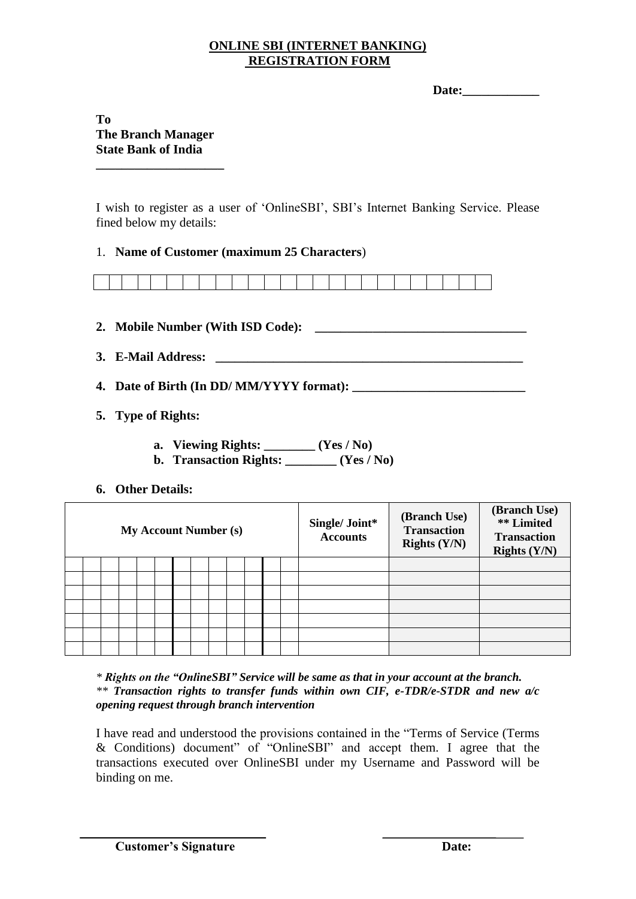# ONLINE SBI (INTERNET BANKING) REGISTRATION FORM

**Date:____________**

**To**
**The Branch Manager**
**State Bank of India**
**____________________**

I wish to register as a user of 'OnlineSBI', SBI's Internet Banking Service. Please fined below my details:

1. **Name of Customer (maximum 25 Characters**)

| | | | | | | | | | | | | | | | | | | | | | | | | |
|---|---|---|---|---|---|---|---|---|---|---|---|---|---|---|---|---|---|---|---|---|---|---|---|---|

2. **Mobile Number (With ISD Code): _________________________________**
3. **E-Mail Address: _________________________________________________**
4. **Date of Birth (In DD/ MM/YYYY format): ___________________________**
5. **Type of Rights:**
    a. **Viewing Rights: ________ (Yes / No)**
    b. **Transaction Rights: ________ (Yes / No)**
6. **Other Details:**

| My Account Number (s) | Single/ Joint* Accounts | (Branch Use) Transaction Rights (Y/N) | (Branch Use) ** Limited Transaction Rights (Y/N) |
|---|---|---|---|
| | | | |
| | | | |
| | | | |
| | | | |
| | | | |
| | | | |
| | | | |

*\* Rights on the "OnlineSBI" Service will be same as that in your account at the branch.*
*\*\* Transaction rights to transfer funds within own CIF, e-TDR/e-STDR and new a/c opening request through branch intervention*

I have read and understood the provisions contained in the "Terms of Service (Terms & Conditions) document" of "OnlineSBI" and accept them. I agree that the transactions executed over OnlineSBI under my Username and Password will be binding on me.

**Customer's Signature** &nbsp;&nbsp;&nbsp;&nbsp;&nbsp;&nbsp;&nbsp;&nbsp; **Date:**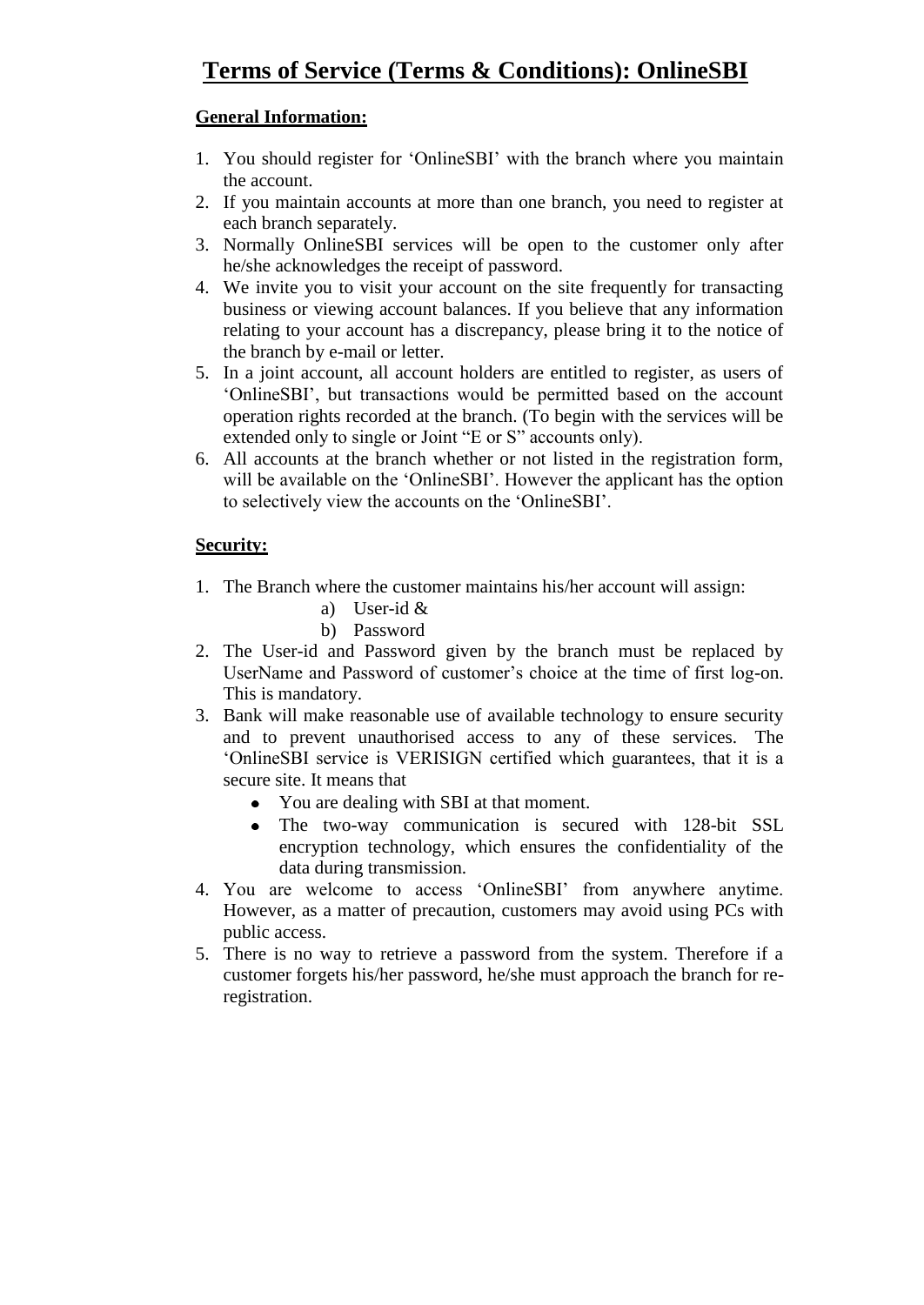# Terms of Service (Terms & Conditions): OnlineSBI

## General Information:

1. You should register for 'OnlineSBI' with the branch where you maintain the account.
2. If you maintain accounts at more than one branch, you need to register at each branch separately.
3. Normally OnlineSBI services will be open to the customer only after he/she acknowledges the receipt of password.
4. We invite you to visit your account on the site frequently for transacting business or viewing account balances. If you believe that any information relating to your account has a discrepancy, please bring it to the notice of the branch by e-mail or letter.
5. In a joint account, all account holders are entitled to register, as users of 'OnlineSBI', but transactions would be permitted based on the account operation rights recorded at the branch. (To begin with the services will be extended only to single or Joint "E or S" accounts only).
6. All accounts at the branch whether or not listed in the registration form, will be available on the 'OnlineSBI'. However the applicant has the option to selectively view the accounts on the 'OnlineSBI'.

## Security:

1. The Branch where the customer maintains his/her account will assign:
   a) User-id &
   b) Password
2. The User-id and Password given by the branch must be replaced by UserName and Password of customer's choice at the time of first log-on. This is mandatory.
3. Bank will make reasonable use of available technology to ensure security and to prevent unauthorised access to any of these services. The 'OnlineSBI service is VERISIGN certified which guarantees, that it is a secure site. It means that
   - You are dealing with SBI at that moment.
   - The two-way communication is secured with 128-bit SSL encryption technology, which ensures the confidentiality of the data during transmission.
4. You are welcome to access 'OnlineSBI' from anywhere anytime. However, as a matter of precaution, customers may avoid using PCs with public access.
5. There is no way to retrieve a password from the system. Therefore if a customer forgets his/her password, he/she must approach the branch for re-registration.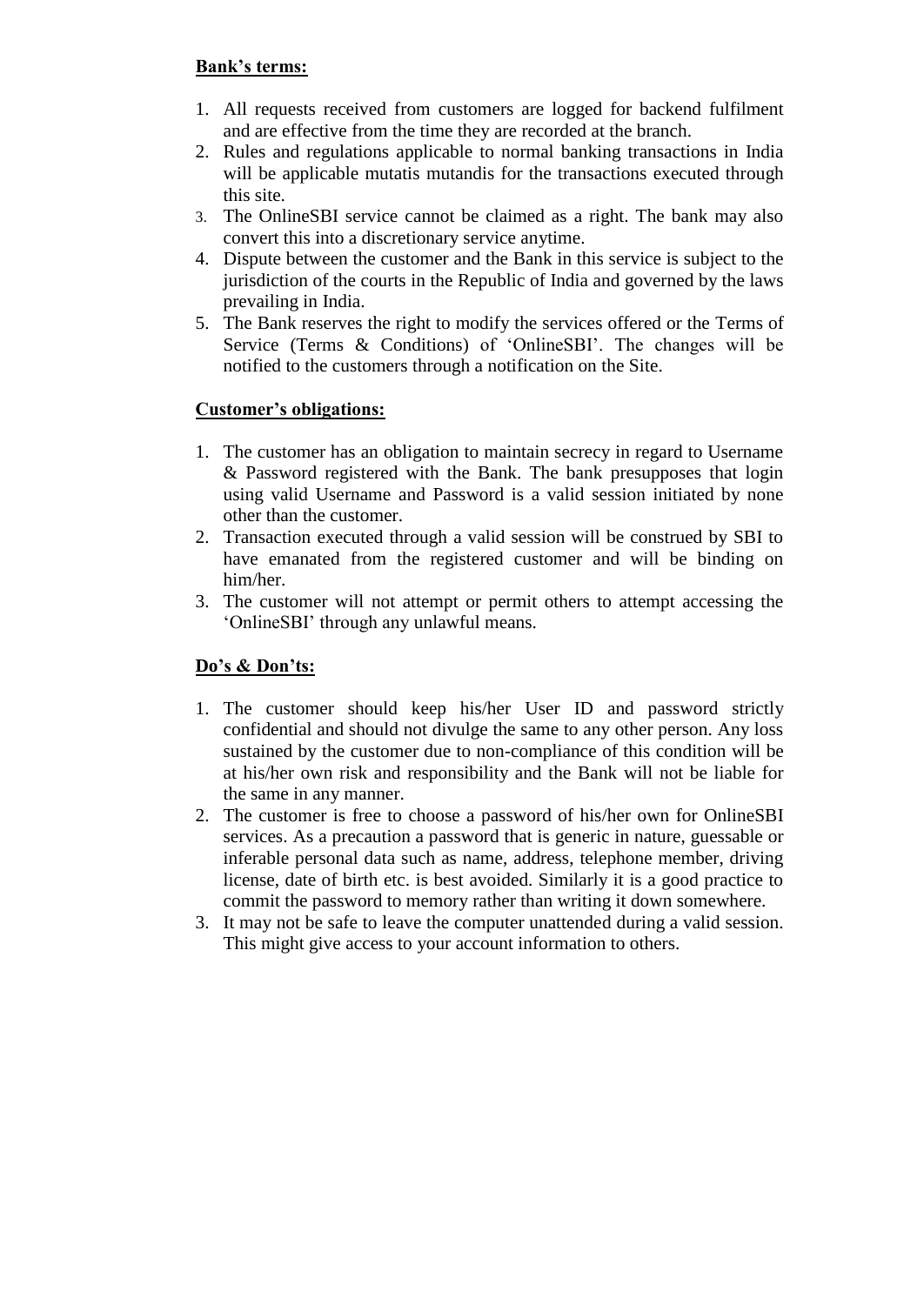**Bank's terms:**

1. All requests received from customers are logged for backend fulfilment and are effective from the time they are recorded at the branch.
2. Rules and regulations applicable to normal banking transactions in India will be applicable mutatis mutandis for the transactions executed through this site.
3. The OnlineSBI service cannot be claimed as a right. The bank may also convert this into a discretionary service anytime.
4. Dispute between the customer and the Bank in this service is subject to the jurisdiction of the courts in the Republic of India and governed by the laws prevailing in India.
5. The Bank reserves the right to modify the services offered or the Terms of Service (Terms & Conditions) of 'OnlineSBI'. The changes will be notified to the customers through a notification on the Site.

**Customer's obligations:**

1. The customer has an obligation to maintain secrecy in regard to Username & Password registered with the Bank. The bank presupposes that login using valid Username and Password is a valid session initiated by none other than the customer.
2. Transaction executed through a valid session will be construed by SBI to have emanated from the registered customer and will be binding on him/her.
3. The customer will not attempt or permit others to attempt accessing the 'OnlineSBI' through any unlawful means.

**Do's & Don'ts:**

1. The customer should keep his/her User ID and password strictly confidential and should not divulge the same to any other person. Any loss sustained by the customer due to non-compliance of this condition will be at his/her own risk and responsibility and the Bank will not be liable for the same in any manner.
2. The customer is free to choose a password of his/her own for OnlineSBI services. As a precaution a password that is generic in nature, guessable or inferable personal data such as name, address, telephone member, driving license, date of birth etc. is best avoided. Similarly it is a good practice to commit the password to memory rather than writing it down somewhere.
3. It may not be safe to leave the computer unattended during a valid session. This might give access to your account information to others.